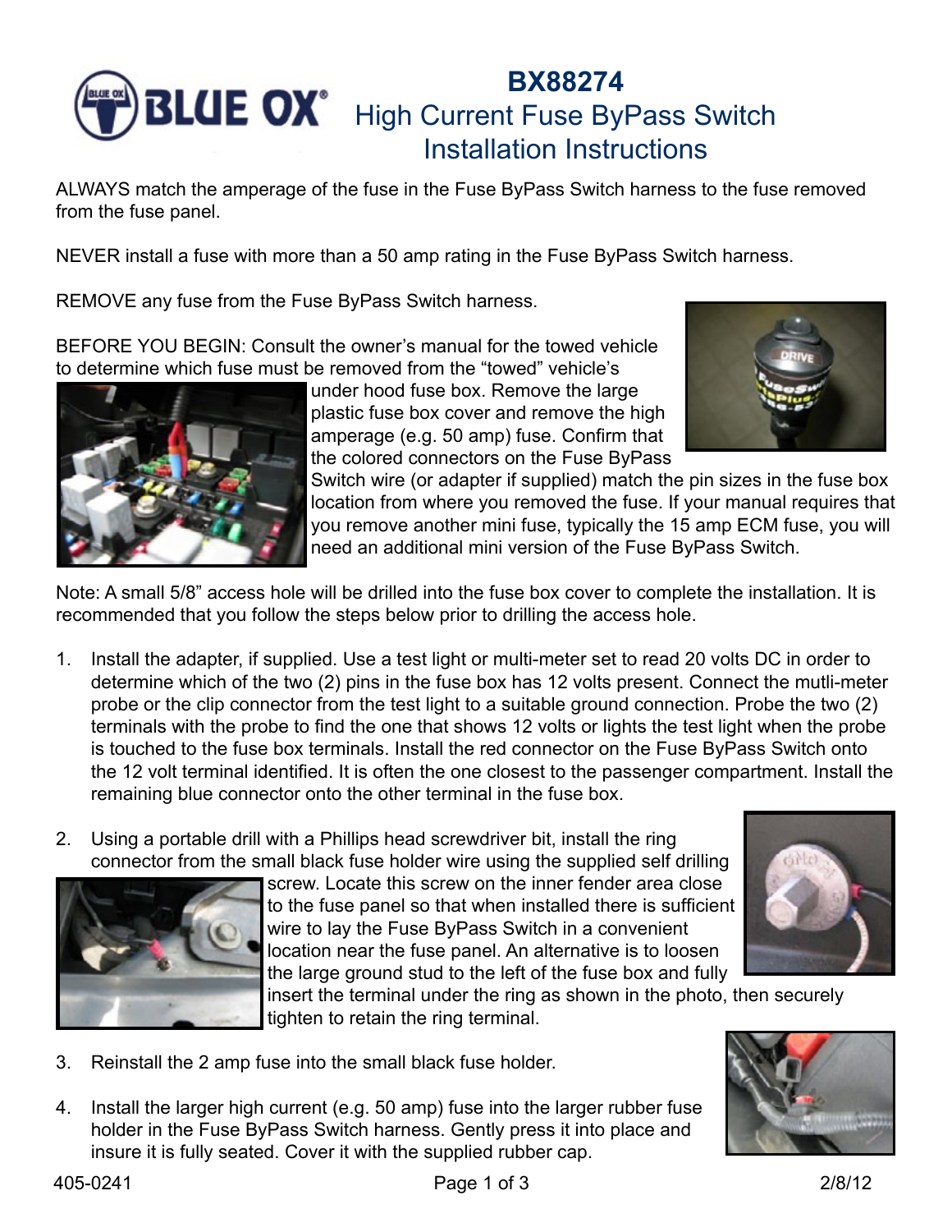# BX88274

## High Current Fuse ByPass Switch Installation Instructions

ALWAYS match the amperage of the fuse in the Fuse ByPass Switch harness to the fuse removed from the fuse panel.

NEVER install a fuse with more than a 50 amp rating in the Fuse ByPass Switch harness.

REMOVE any fuse from the Fuse ByPass Switch harness.

BEFORE YOU BEGIN: Consult the owner's manual for the towed vehicle to determine which fuse must be removed from the "towed" vehicle's under hood fuse box. Remove the large plastic fuse box cover and remove the high amperage (e.g. 50 amp) fuse. Confirm that the colored connectors on the Fuse ByPass Switch wire (or adapter if supplied) match the pin sizes in the fuse box location from where you removed the fuse. If your manual requires that you remove another mini fuse, typically the 15 amp ECM fuse, you will need an additional mini version of the Fuse ByPass Switch.

Note: A small 5/8" access hole will be drilled into the fuse box cover to complete the installation. It is recommended that you follow the steps below prior to drilling the access hole.

1. Install the adapter, if supplied. Use a test light or multi-meter set to read 20 volts DC in order to determine which of the two (2) pins in the fuse box has 12 volts present. Connect the mutli-meter probe or the clip connector from the test light to a suitable ground connection. Probe the two (2) terminals with the probe to find the one that shows 12 volts or lights the test light when the probe is touched to the fuse box terminals. Install the red connector on the Fuse ByPass Switch onto the 12 volt terminal identified. It is often the one closest to the passenger compartment. Install the remaining blue connector onto the other terminal in the fuse box.

2. Using a portable drill with a Phillips head screwdriver bit, install the ring connector from the small black fuse holder wire using the supplied self drilling screw. Locate this screw on the inner fender area close to the fuse panel so that when installed there is sufficient wire to lay the Fuse ByPass Switch in a convenient location near the fuse panel. An alternative is to loosen the large ground stud to the left of the fuse box and fully insert the terminal under the ring as shown in the photo, then securely tighten to retain the ring terminal.

3. Reinstall the 2 amp fuse into the small black fuse holder.

4. Install the larger high current (e.g. 50 amp) fuse into the larger rubber fuse holder in the Fuse ByPass Switch harness. Gently press it into place and insure it is fully seated. Cover it with the supplied rubber cap.

405-0241 2/8/12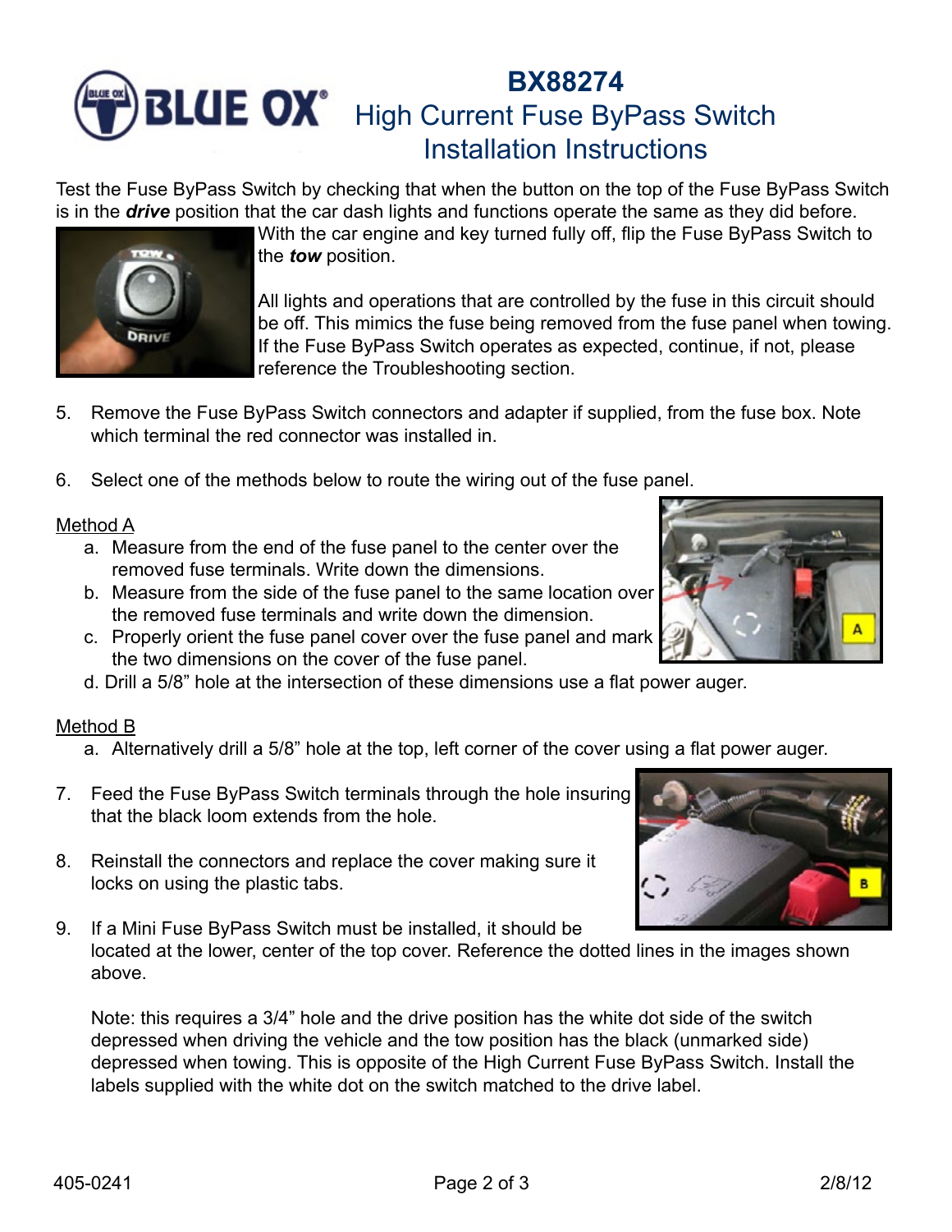# BX88274

## High Current Fuse ByPass Switch Installation Instructions

Test the Fuse ByPass Switch by checking that when the button on the top of the Fuse ByPass Switch is in the ***drive*** position that the car dash lights and functions operate the same as they did before. With the car engine and key turned fully off, flip the Fuse ByPass Switch to the ***tow*** position.

All lights and operations that are controlled by the fuse in this circuit should be off. This mimics the fuse being removed from the fuse panel when towing. If the Fuse ByPass Switch operates as expected, continue, if not, please reference the Troubleshooting section.

5. Remove the Fuse ByPass Switch connectors and adapter if supplied, from the fuse box. Note which terminal the red connector was installed in.

6. Select one of the methods below to route the wiring out of the fuse panel.

<u>Method A</u>

a. Measure from the end of the fuse panel to the center over the removed fuse terminals. Write down the dimensions.
b. Measure from the side of the fuse panel to the same location over the removed fuse terminals and write down the dimension.
c. Properly orient the fuse panel cover over the fuse panel and mark the two dimensions on the cover of the fuse panel.
d. Drill a 5/8" hole at the intersection of these dimensions use a flat power auger.

<u>Method B</u>

a. Alternatively drill a 5/8" hole at the top, left corner of the cover using a flat power auger.

7. Feed the Fuse ByPass Switch terminals through the hole insuring that the black loom extends from the hole.

8. Reinstall the connectors and replace the cover making sure it locks on using the plastic tabs.

9. If a Mini Fuse ByPass Switch must be installed, it should be located at the lower, center of the top cover. Reference the dotted lines in the images shown above.

   Note: this requires a 3/4" hole and the drive position has the white dot side of the switch depressed when driving the vehicle and the tow position has the black (unmarked side) depressed when towing. This is opposite of the High Current Fuse ByPass Switch. Install the labels supplied with the white dot on the switch matched to the drive label.

405-0241 2/8/12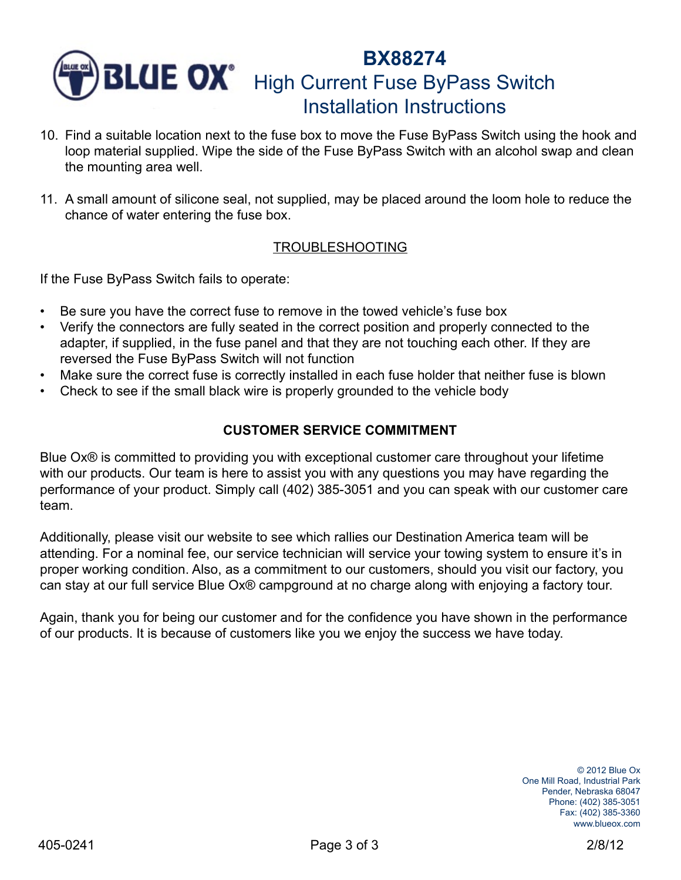10. Find a suitable location next to the fuse box to move the Fuse ByPass Switch using the hook and loop material supplied. Wipe the side of the Fuse ByPass Switch with an alcohol swap and clean the mounting area well.

11. A small amount of silicone seal, not supplied, may be placed around the loom hole to reduce the chance of water entering the fuse box.

## TROUBLESHOOTING

If the Fuse ByPass Switch fails to operate:

- Be sure you have the correct fuse to remove in the towed vehicle's fuse box
- Verify the connectors are fully seated in the correct position and properly connected to the adapter, if supplied, in the fuse panel and that they are not touching each other. If they are reversed the Fuse ByPass Switch will not function
- Make sure the correct fuse is correctly installed in each fuse holder that neither fuse is blown
- Check to see if the small black wire is properly grounded to the vehicle body

## CUSTOMER SERVICE COMMITMENT

Blue Ox® is committed to providing you with exceptional customer care throughout your lifetime with our products. Our team is here to assist you with any questions you may have regarding the performance of your product. Simply call (402) 385-3051 and you can speak with our customer care team.

Additionally, please visit our website to see which rallies our Destination America team will be attending. For a nominal fee, our service technician will service your towing system to ensure it's in proper working condition. Also, as a commitment to our customers, should you visit our factory, you can stay at our full service Blue Ox® campground at no charge along with enjoying a factory tour.

Again, thank you for being our customer and for the confidence you have shown in the performance of our products. It is because of customers like you we enjoy the success we have today.

© 2012 Blue Ox
One Mill Road, Industrial Park
Pender, Nebraska 68047
Phone: (402) 385-3051
Fax: (402) 385-3360
www.blueox.com